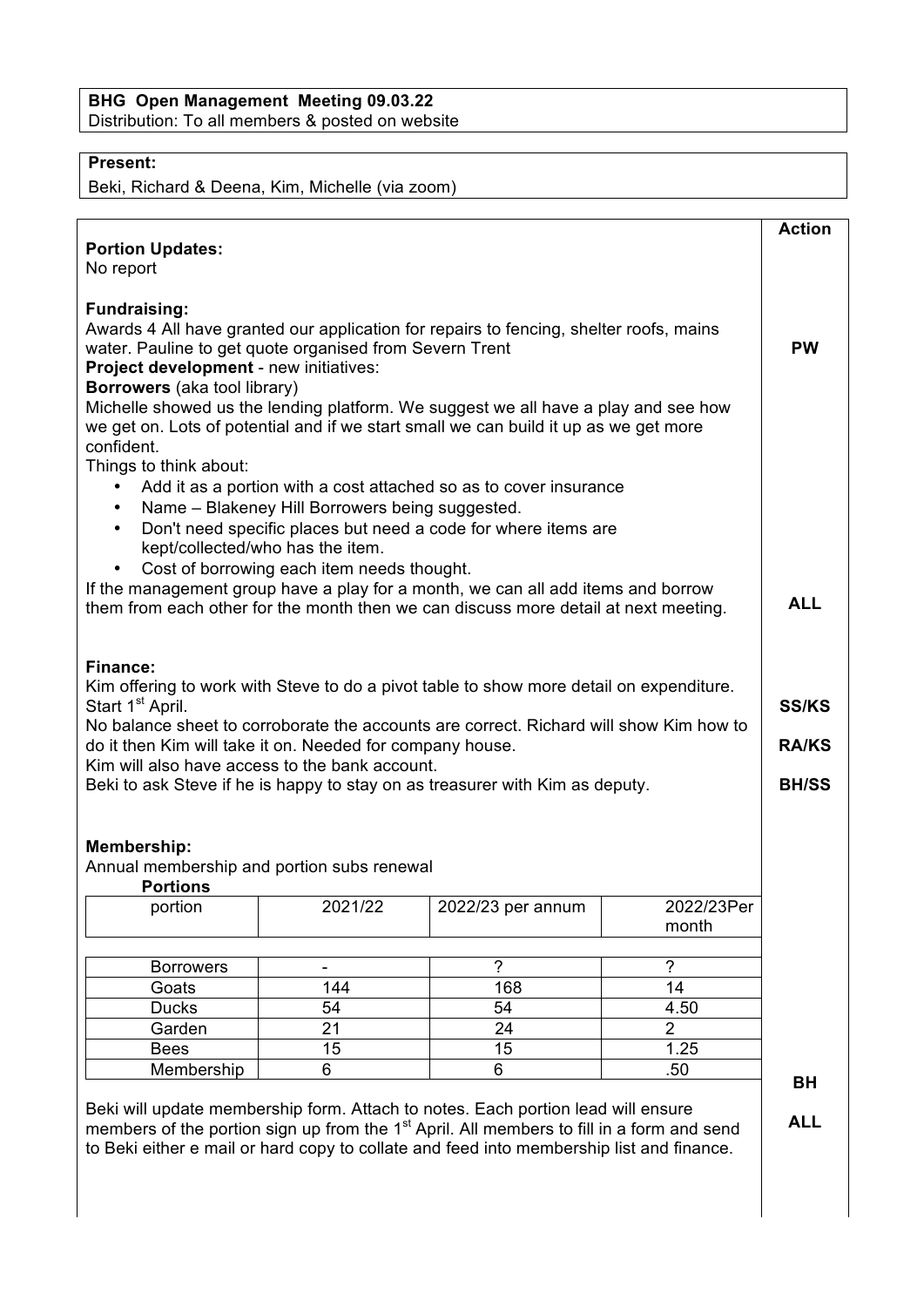**BHG Open Management Meeting 09.03.22**
Distribution: To all members & posted on website

**Present:**
Beki, Richard & Deena, Kim, Michelle (via zoom)

**Action**

**Portion Updates:**
No report

**Fundraising:**
Awards 4 All have granted our application for repairs to fencing, shelter roofs, mains water. Pauline to get quote organised from Severn Trent — **PW**

**Project development** - new initiatives:
**Borrowers** (aka tool library)
Michelle showed us the lending platform. We suggest we all have a play and see how we get on. Lots of potential and if we start small we can build it up as we get more confident.
Things to think about:

- Add it as a portion with a cost attached so as to cover insurance
- Name – Blakeney Hill Borrowers being suggested.
- Don't need specific places but need a code for where items are kept/collected/who has the item.
- Cost of borrowing each item needs thought.

If the management group have a play for a month, we can all add items and borrow them from each other for the month then we can discuss more detail at next meeting. — **ALL**

**Finance:**
Kim offering to work with Steve to do a pivot table to show more detail on expenditure. Start 1st April. — **SS/KS**
No balance sheet to corroborate the accounts are correct. Richard will show Kim how to do it then Kim will take it on. Needed for company house. — **RA/KS**
Kim will also have access to the bank account.
Beki to ask Steve if he is happy to stay on as treasurer with Kim as deputy. — **BH/SS**

**Membership:**
Annual membership and portion subs renewal
**Portions**

| portion | 2021/22 | 2022/23 per annum | 2022/23Per month |
|---|---|---|---|
| Borrowers | - | ? | ? |
| Goats | 144 | 168 | 14 |
| Ducks | 54 | 54 | 4.50 |
| Garden | 21 | 24 | 2 |
| Bees | 15 | 15 | 1.25 |
| Membership | 6 | 6 | .50 |

Beki will update membership form. Attach to notes. — **BH**
Each portion lead will ensure members of the portion sign up from the 1st April. All members to fill in a form and send to Beki either e mail or hard copy to collate and feed into membership list and finance. — **ALL**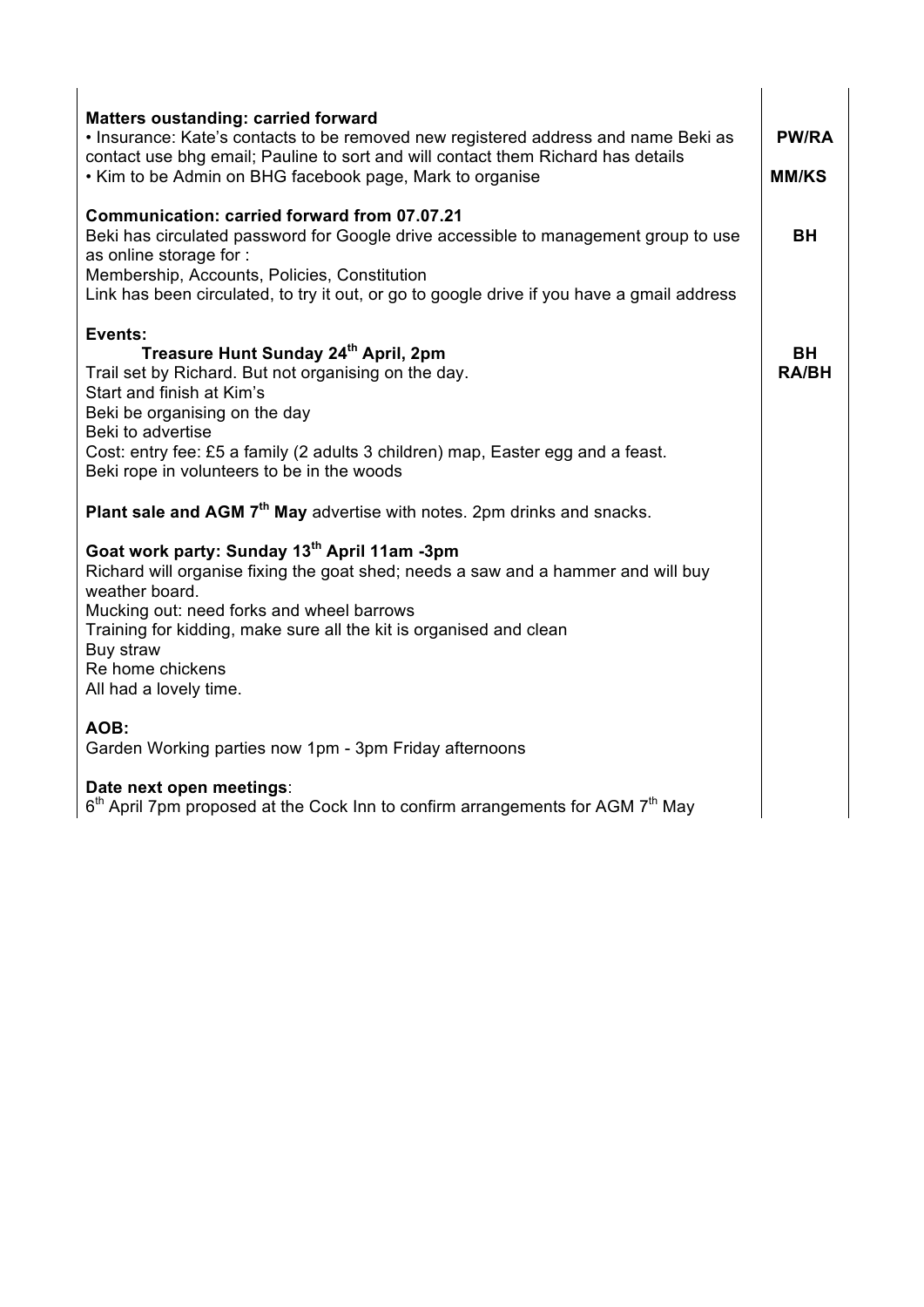| | |
|---|---|
| **Matters oustanding: carried forward**<br>• Insurance: Kate's contacts to be removed new registered address and name Beki as contact use bhg email; Pauline to sort and will contact them Richard has details<br>• Kim to be Admin on BHG facebook page, Mark to organise | **PW/RA**<br><br>**MM/KS** |
| **Communication: carried forward from 07.07.21**<br>Beki has circulated password for Google drive accessible to management group to use as online storage for :<br>Membership, Accounts, Policies, Constitution<br>Link has been circulated, to try it out, or go to google drive if you have a gmail address | **BH** |
| **Events:**<br>**Treasure Hunt Sunday 24th April, 2pm**<br>Trail set by Richard. But not organising on the day.<br>Start and finish at Kim's<br>Beki be organising on the day<br>Beki to advertise<br>Cost: entry fee: £5 a family (2 adults 3 children) map, Easter egg and a feast.<br>Beki rope in volunteers to be in the woods<br><br>**Plant sale and AGM 7th May** advertise with notes. 2pm drinks and snacks.<br><br>**Goat work party: Sunday 13th April 11am -3pm**<br>Richard will organise fixing the goat shed; needs a saw and a hammer and will buy weather board.<br>Mucking out: need forks and wheel barrows<br>Training for kidding, make sure all the kit is organised and clean<br>Buy straw<br>Re home chickens<br>All had a lovely time. | **BH**<br>**RA/BH** |
| **AOB:**<br>Garden Working parties now 1pm - 3pm Friday afternoons | |
| **Date next open meetings**:<br>6th April 7pm proposed at the Cock Inn to confirm arrangements for AGM 7th May | |